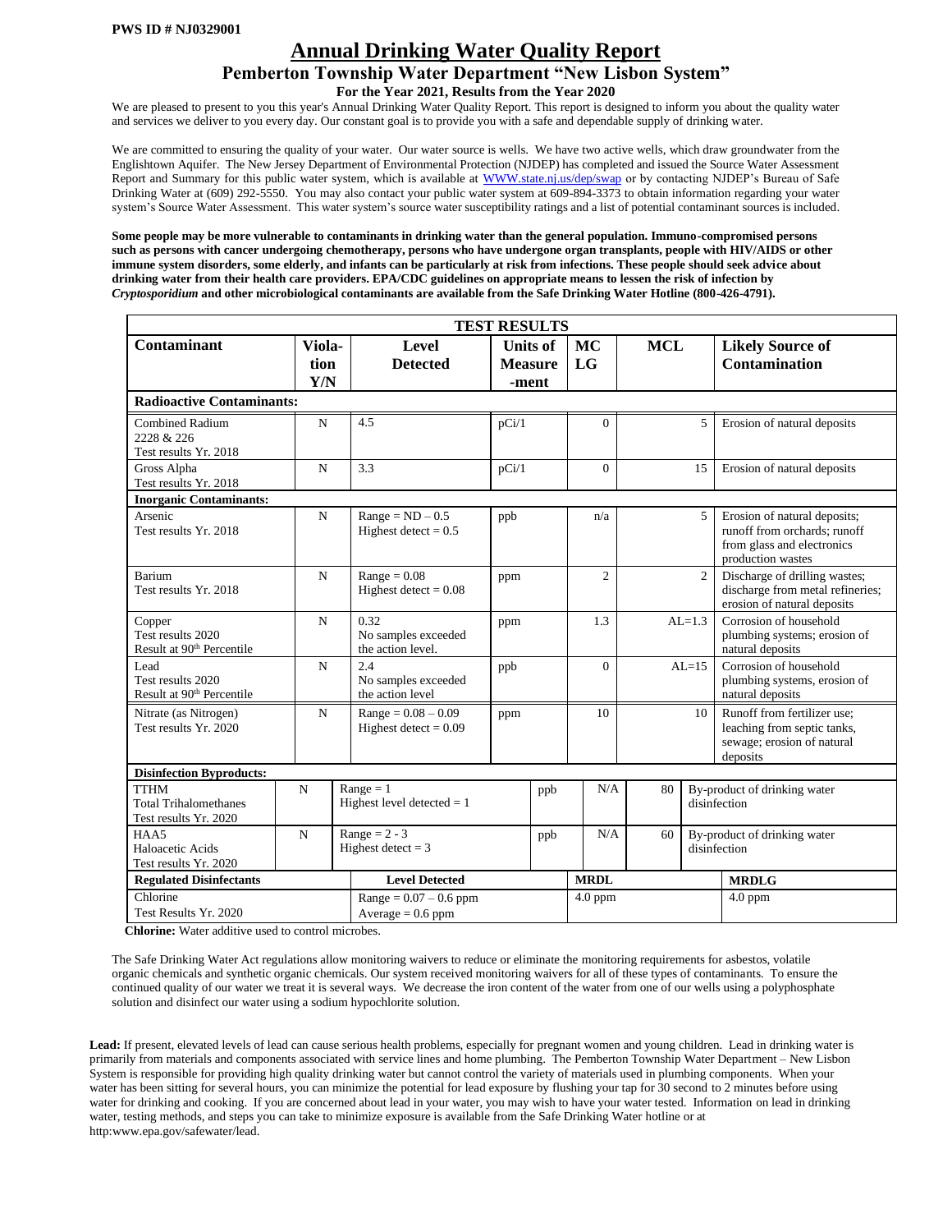**PWS ID # NJ0329001**

# Annual Drinking Water Quality Report

## Pemberton Township Water Department "New Lisbon System"

### For the Year 2021, Results from the Year 2020

We are pleased to present to you this year's Annual Drinking Water Quality Report. This report is designed to inform you about the quality water and services we deliver to you every day. Our constant goal is to provide you with a safe and dependable supply of drinking water.

We are committed to ensuring the quality of your water. Our water source is wells. We have two active wells, which draw groundwater from the Englishtown Aquifer. The New Jersey Department of Environmental Protection (NJDEP) has completed and issued the Source Water Assessment Report and Summary for this public water system, which is available at WWW.state.nj.us/dep/swap or by contacting NJDEP's Bureau of Safe Drinking Water at (609) 292-5550. You may also contact your public water system at 609-894-3373 to obtain information regarding your water system's Source Water Assessment. This water system's source water susceptibility ratings and a list of potential contaminant sources is included.

**Some people may be more vulnerable to contaminants in drinking water than the general population. Immuno-compromised persons such as persons with cancer undergoing chemotherapy, persons who have undergone organ transplants, people with HIV/AIDS or other immune system disorders, some elderly, and infants can be particularly at risk from infections. These people should seek advice about drinking water from their health care providers. EPA/CDC guidelines on appropriate means to lessen the risk of infection by *Cryptosporidium* and other microbiological contaminants are available from the Safe Drinking Water Hotline (800-426-4791).**

**TEST RESULTS**

| Contaminant | Violation Y/N | Level Detected | Units of Measurement | MCLG | MCL | Likely Source of Contamination |
|---|---|---|---|---|---|---|
| **Radioactive Contaminants:** | | | | | | |
| Combined Radium 2228 & 226<br>Test results Yr. 2018 | N | 4.5 | pCi/1 | 0 | 5 | Erosion of natural deposits |
| Gross Alpha<br>Test results Yr. 2018 | N | 3.3 | pCi/1 | 0 | 15 | Erosion of natural deposits |
| **Inorganic Contaminants:** | | | | | | |
| Arsenic<br>Test results Yr. 2018 | N | Range = ND – 0.5<br>Highest detect = 0.5 | ppb | n/a | 5 | Erosion of natural deposits; runoff from orchards; runoff from glass and electronics production wastes |
| Barium<br>Test results Yr. 2018 | N | Range = 0.08<br>Highest detect = 0.08 | ppm | 2 | 2 | Discharge of drilling wastes; discharge from metal refineries; erosion of natural deposits |
| Copper<br>Test results 2020<br>Result at 90th Percentile | N | 0.32<br>No samples exceeded the action level. | ppm | 1.3 | AL=1.3 | Corrosion of household plumbing systems; erosion of natural deposits |
| Lead<br>Test results 2020<br>Result at 90th Percentile | N | 2.4<br>No samples exceeded the action level | ppb | 0 | AL=15 | Corrosion of household plumbing systems, erosion of natural deposits |
| Nitrate (as Nitrogen)<br>Test results Yr. 2020 | N | Range = 0.08 – 0.09<br>Highest detect = 0.09 | ppm | 10 | 10 | Runoff from fertilizer use; leaching from septic tanks, sewage; erosion of natural deposits |
| **Disinfection Byproducts:** | | | | | | |
| TTHM<br>Total Trihalomethanes<br>Test results Yr. 2020 | N | Range = 1<br>Highest level detected = 1 | ppb | N/A | 80 | By-product of drinking water disinfection |
| HAA5<br>Haloacetic Acids<br>Test results Yr. 2020 | N | Range = 2 - 3<br>Highest detect = 3 | ppb | N/A | 60 | By-product of drinking water disinfection |
| **Regulated Disinfectants** | | **Level Detected** | | **MRDL** | | **MRDLG** |
| Chlorine<br>Test Results Yr. 2020 | | Range = 0.07 – 0.6 ppm<br>Average = 0.6 ppm | | 4.0 ppm | | 4.0 ppm |

**Chlorine:** Water additive used to control microbes.

The Safe Drinking Water Act regulations allow monitoring waivers to reduce or eliminate the monitoring requirements for asbestos, volatile organic chemicals and synthetic organic chemicals. Our system received monitoring waivers for all of these types of contaminants. To ensure the continued quality of our water we treat it is several ways. We decrease the iron content of the water from one of our wells using a polyphosphate solution and disinfect our water using a sodium hypochlorite solution.

**Lead:** If present, elevated levels of lead can cause serious health problems, especially for pregnant women and young children. Lead in drinking water is primarily from materials and components associated with service lines and home plumbing. The Pemberton Township Water Department – New Lisbon System is responsible for providing high quality drinking water but cannot control the variety of materials used in plumbing components. When your water has been sitting for several hours, you can minimize the potential for lead exposure by flushing your tap for 30 second to 2 minutes before using water for drinking and cooking. If you are concerned about lead in your water, you may wish to have your water tested. Information on lead in drinking water, testing methods, and steps you can take to minimize exposure is available from the Safe Drinking Water hotline or at http:www.epa.gov/safewater/lead.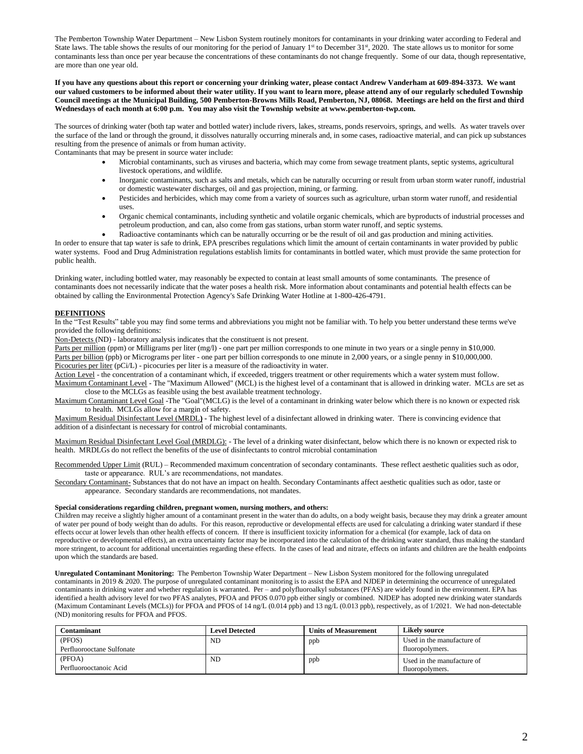The Pemberton Township Water Department – New Lisbon System routinely monitors for contaminants in your drinking water according to Federal and State laws. The table shows the results of our monitoring for the period of January 1st to December 31st, 2020. The state allows us to monitor for some contaminants less than once per year because the concentrations of these contaminants do not change frequently. Some of our data, though representative, are more than one year old.

**If you have any questions about this report or concerning your drinking water, please contact Andrew Vanderham at 609-894-3373. We want our valued customers to be informed about their water utility. If you want to learn more, please attend any of our regularly scheduled Township Council meetings at the Municipal Building, 500 Pemberton-Browns Mills Road, Pemberton, NJ, 08068. Meetings are held on the first and third Wednesdays of each month at 6:00 p.m. You may also visit the Township website at www.pemberton-twp.com.**

The sources of drinking water (both tap water and bottled water) include rivers, lakes, streams, ponds reservoirs, springs, and wells. As water travels over the surface of the land or through the ground, it dissolves naturally occurring minerals and, in some cases, radioactive material, and can pick up substances resulting from the presence of animals or from human activity.

Contaminants that may be present in source water include:

- Microbial contaminants, such as viruses and bacteria, which may come from sewage treatment plants, septic systems, agricultural livestock operations, and wildlife.
- Inorganic contaminants, such as salts and metals, which can be naturally occurring or result from urban storm water runoff, industrial or domestic wastewater discharges, oil and gas projection, mining, or farming.
- Pesticides and herbicides, which may come from a variety of sources such as agriculture, urban storm water runoff, and residential uses.
- Organic chemical contaminants, including synthetic and volatile organic chemicals, which are byproducts of industrial processes and petroleum production, and can, also come from gas stations, urban storm water runoff, and septic systems.
- Radioactive contaminants which can be naturally occurring or be the result of oil and gas production and mining activities.

In order to ensure that tap water is safe to drink, EPA prescribes regulations which limit the amount of certain contaminants in water provided by public water systems. Food and Drug Administration regulations establish limits for contaminants in bottled water, which must provide the same protection for public health.

Drinking water, including bottled water, may reasonably be expected to contain at least small amounts of some contaminants. The presence of contaminants does not necessarily indicate that the water poses a health risk. More information about contaminants and potential health effects can be obtained by calling the Environmental Protection Agency's Safe Drinking Water Hotline at 1-800-426-4791.

**DEFINITIONS**

In the "Test Results" table you may find some terms and abbreviations you might not be familiar with. To help you better understand these terms we've provided the following definitions:

Non-Detects (ND) - laboratory analysis indicates that the constituent is not present.

Parts per million (ppm) or Milligrams per liter (mg/l) - one part per million corresponds to one minute in two years or a single penny in $10,000.

Parts per billion (ppb) or Micrograms per liter - one part per billion corresponds to one minute in 2,000 years, or a single penny in $10,000,000.

Picocuries per liter (pCi/L) - picocuries per liter is a measure of the radioactivity in water.

Action Level - the concentration of a contaminant which, if exceeded, triggers treatment or other requirements which a water system must follow.

Maximum Contaminant Level - The "Maximum Allowed" (MCL) is the highest level of a contaminant that is allowed in drinking water. MCLs are set as close to the MCLGs as feasible using the best available treatment technology.

Maximum Contaminant Level Goal -The "Goal"(MCLG) is the level of a contaminant in drinking water below which there is no known or expected risk to health. MCLGs allow for a margin of safety.

Maximum Residual Disinfectant Level (MRDL**)** - The highest level of a disinfectant allowed in drinking water. There is convincing evidence that addition of a disinfectant is necessary for control of microbial contaminants.

Maximum Residual Disinfectant Level Goal (MRDLG): - The level of a drinking water disinfectant, below which there is no known or expected risk to health. MRDLGs do not reflect the benefits of the use of disinfectants to control microbial contamination

Recommended Upper Limit (RUL) – Recommended maximum concentration of secondary contaminants. These reflect aesthetic qualities such as odor, taste or appearance. RUL's are recommendations, not mandates.

Secondary Contaminant- Substances that do not have an impact on health. Secondary Contaminants affect aesthetic qualities such as odor, taste or appearance. Secondary standards are recommendations, not mandates.

**Special considerations regarding children, pregnant women, nursing mothers, and others:**

Children may receive a slightly higher amount of a contaminant present in the water than do adults, on a body weight basis, because they may drink a greater amount of water per pound of body weight than do adults. For this reason, reproductive or developmental effects are used for calculating a drinking water standard if these effects occur at lower levels than other health effects of concern. If there is insufficient toxicity information for a chemical (for example, lack of data on reproductive or developmental effects), an extra uncertainty factor may be incorporated into the calculation of the drinking water standard, thus making the standard more stringent, to account for additional uncertainties regarding these effects. In the cases of lead and nitrate, effects on infants and children are the health endpoints upon which the standards are based.

**Unregulated Contaminant Monitoring:** The Pemberton Township Water Department – New Lisbon System monitored for the following unregulated contaminants in 2019 & 2020. The purpose of unregulated contaminant monitoring is to assist the EPA and NJDEP in determining the occurrence of unregulated contaminants in drinking water and whether regulation is warranted. Per – and polyfluoroalkyl substances (PFAS) are widely found in the environment. EPA has identified a health advisory level for two PFAS analytes, PFOA and PFOS 0.070 ppb either singly or combined. NJDEP has adopted new drinking water standards (Maximum Contaminant Levels (MCLs)) for PFOA and PFOS of 14 ng/L (0.014 ppb) and 13 ng/L (0.013 ppb), respectively, as of 1/2021. We had non-detectable (ND) monitoring results for PFOA and PFOS.

| Contaminant | Level Detected | Units of Measurement | Likely source |
|---|---|---|---|
| (PFOS) Perfluorooctane Sulfonate | ND | ppb | Used in the manufacture of fluoropolymers. |
| (PFOA) Perfluorooctanoic Acid | ND | ppb | Used in the manufacture of fluoropolymers. |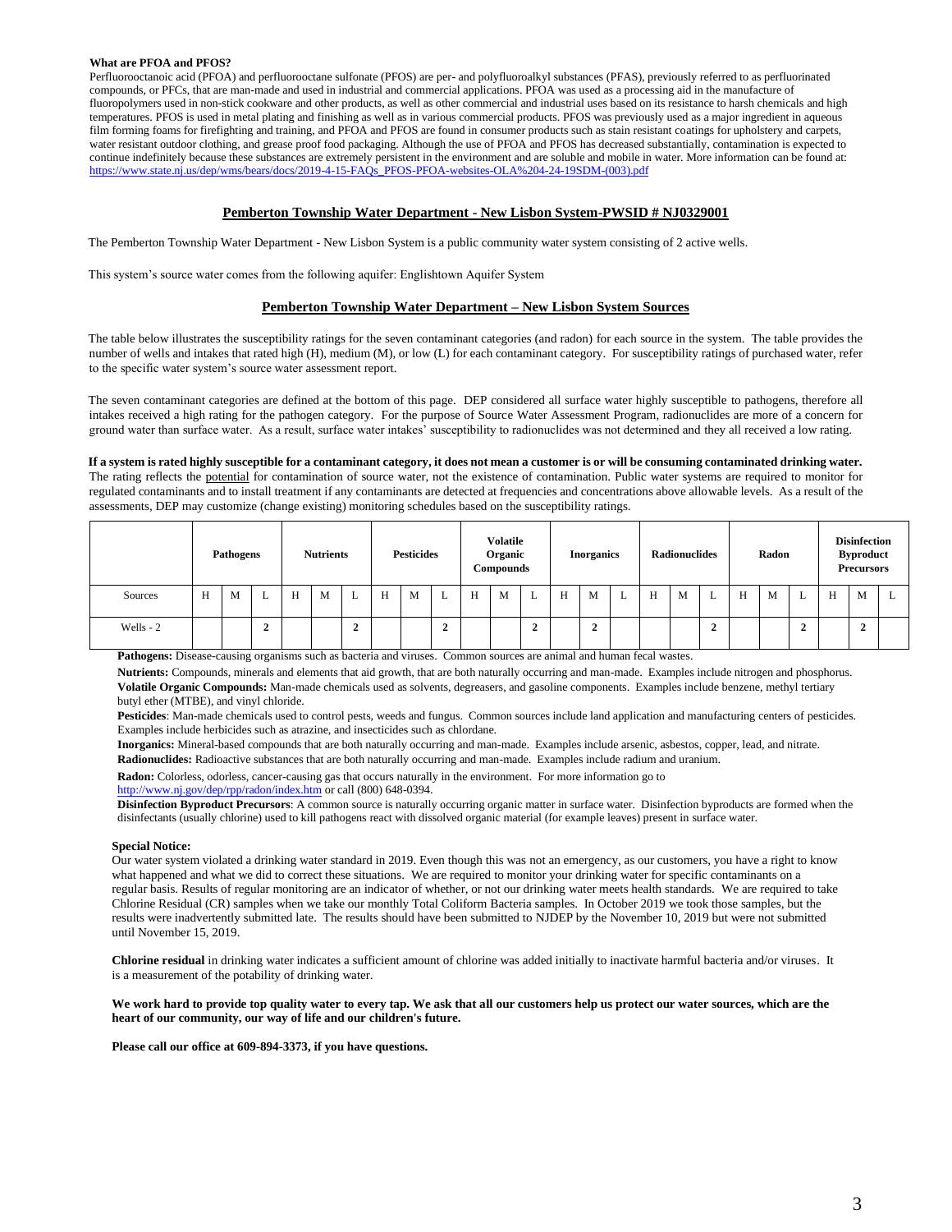**What are PFOA and PFOS?**

Perfluorooctanoic acid (PFOA) and perfluorooctane sulfonate (PFOS) are per- and polyfluoroalkyl substances (PFAS), previously referred to as perfluorinated compounds, or PFCs, that are man-made and used in industrial and commercial applications. PFOA was used as a processing aid in the manufacture of fluoropolymers used in non-stick cookware and other products, as well as other commercial and industrial uses based on its resistance to harsh chemicals and high temperatures. PFOS is used in metal plating and finishing as well as in various commercial products. PFOS was previously used as a major ingredient in aqueous film forming foams for firefighting and training, and PFOA and PFOS are found in consumer products such as stain resistant coatings for upholstery and carpets, water resistant outdoor clothing, and grease proof food packaging. Although the use of PFOA and PFOS has decreased substantially, contamination is expected to continue indefinitely because these substances are extremely persistent in the environment and are soluble and mobile in water. More information can be found at: https://www.state.nj.us/dep/wms/bears/docs/2019-4-15-FAQs_PFOS-PFOA-websites-OLA%204-24-19SDM-(003).pdf

## Pemberton Township Water Department - New Lisbon System-PWSID # NJ0329001

The Pemberton Township Water Department - New Lisbon System is a public community water system consisting of 2 active wells.

This system's source water comes from the following aquifer: Englishtown Aquifer System

## Pemberton Township Water Department – New Lisbon System Sources

The table below illustrates the susceptibility ratings for the seven contaminant categories (and radon) for each source in the system. The table provides the number of wells and intakes that rated high (H), medium (M), or low (L) for each contaminant category. For susceptibility ratings of purchased water, refer to the specific water system's source water assessment report.

The seven contaminant categories are defined at the bottom of this page. DEP considered all surface water highly susceptible to pathogens, therefore all intakes received a high rating for the pathogen category. For the purpose of Source Water Assessment Program, radionuclides are more of a concern for ground water than surface water. As a result, surface water intakes' susceptibility to radionuclides was not determined and they all received a low rating.

**If a system is rated highly susceptible for a contaminant category, it does not mean a customer is or will be consuming contaminated drinking water.** The rating reflects the potential for contamination of source water, not the existence of contamination. Public water systems are required to monitor for regulated contaminants and to install treatment if any contaminants are detected at frequencies and concentrations above allowable levels. As a result of the assessments, DEP may customize (change existing) monitoring schedules based on the susceptibility ratings.

| | Pathogens | | | Nutrients | | | Pesticides | | | Volatile Organic Compounds | | | Inorganics | | | Radionuclides | | | Radon | | | Disinfection Byproduct Precursors | | |
|---|---|---|---|---|---|---|---|---|---|---|---|---|---|---|---|---|---|---|---|---|---|---|---|---|
| Sources | H | M | L | H | M | L | H | M | L | H | M | L | H | M | L | H | M | L | H | M | L | H | M | L |
| Wells - 2 | | | 2 | | | 2 | | | 2 | | | 2 | | 2 | | | | 2 | | | 2 | | 2 | |

**Pathogens:** Disease-causing organisms such as bacteria and viruses. Common sources are animal and human fecal wastes.

**Nutrients:** Compounds, minerals and elements that aid growth, that are both naturally occurring and man-made. Examples include nitrogen and phosphorus.

**Volatile Organic Compounds:** Man-made chemicals used as solvents, degreasers, and gasoline components. Examples include benzene, methyl tertiary butyl ether (MTBE), and vinyl chloride.

**Pesticides**: Man-made chemicals used to control pests, weeds and fungus. Common sources include land application and manufacturing centers of pesticides. Examples include herbicides such as atrazine, and insecticides such as chlordane.

**Inorganics:** Mineral-based compounds that are both naturally occurring and man-made. Examples include arsenic, asbestos, copper, lead, and nitrate.

**Radionuclides:** Radioactive substances that are both naturally occurring and man-made. Examples include radium and uranium.

**Radon:** Colorless, odorless, cancer-causing gas that occurs naturally in the environment. For more information go to http://www.nj.gov/dep/rpp/radon/index.htm or call (800) 648-0394.

**Disinfection Byproduct Precursors**: A common source is naturally occurring organic matter in surface water. Disinfection byproducts are formed when the disinfectants (usually chlorine) used to kill pathogens react with dissolved organic material (for example leaves) present in surface water.

**Special Notice:**

Our water system violated a drinking water standard in 2019. Even though this was not an emergency, as our customers, you have a right to know what happened and what we did to correct these situations. We are required to monitor your drinking water for specific contaminants on a regular basis. Results of regular monitoring are an indicator of whether, or not our drinking water meets health standards. We are required to take Chlorine Residual (CR) samples when we take our monthly Total Coliform Bacteria samples. In October 2019 we took those samples, but the results were inadvertently submitted late. The results should have been submitted to NJDEP by the November 10, 2019 but were not submitted until November 15, 2019.

**Chlorine residual** in drinking water indicates a sufficient amount of chlorine was added initially to inactivate harmful bacteria and/or viruses. It is a measurement of the potability of drinking water.

**We work hard to provide top quality water to every tap. We ask that all our customers help us protect our water sources, which are the heart of our community, our way of life and our children's future.**

**Please call our office at 609-894-3373, if you have questions.**